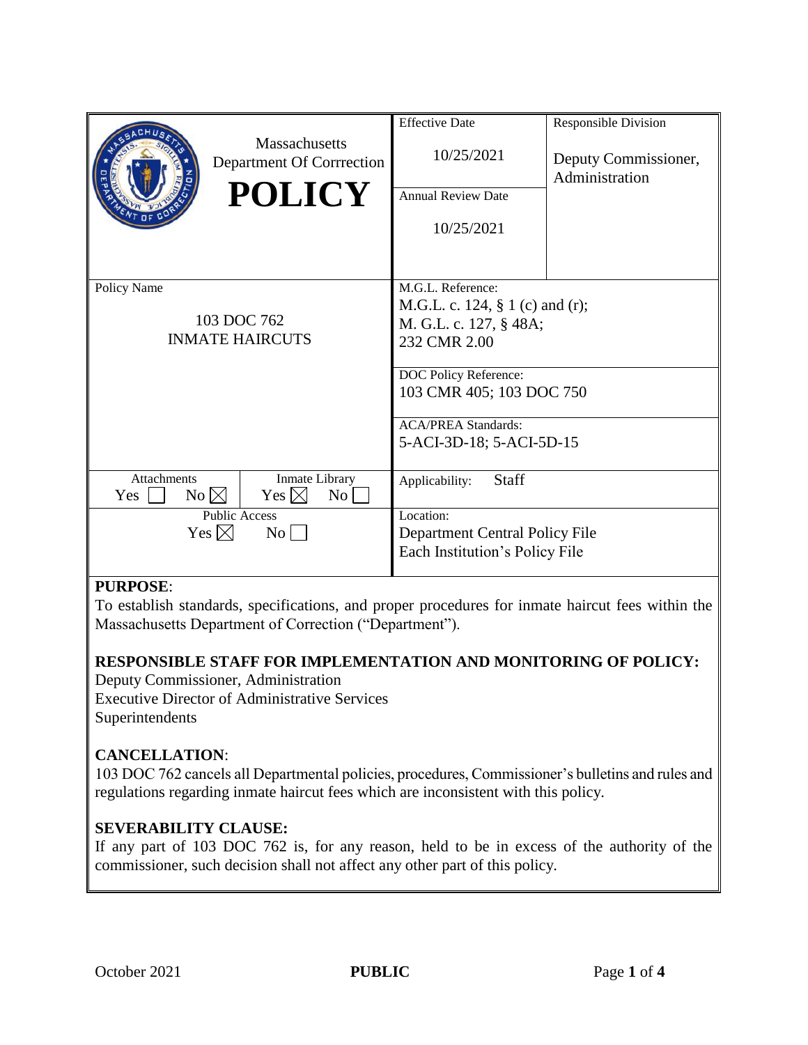| Massachusetts Department Of Corrrection **POLICY** | Effective Date<br>10/25/2021<br>Annual Review Date<br>10/25/2021 | Responsible Division<br>Deputy Commissioner, Administration |
|---|---|---|
| Policy Name<br>103 DOC 762<br>INMATE HAIRCUTS | M.G.L. Reference:<br>M.G.L. c. 124, § 1 (c) and (r);<br>M. G.L. c. 127, § 48A;<br>232 CMR 2.00<br><br>DOC Policy Reference:<br>103 CMR 405; 103 DOC 750<br><br>ACA/PREA Standards:<br>5-ACI-3D-18; 5-ACI-5D-15 | |
| Attachments: Yes ☐ No ☒ / Inmate Library: Yes ☒ No ☐ | Applicability: Staff | |
| Public Access: Yes ☒ No ☐ | Location:<br>Department Central Policy File<br>Each Institution's Policy File | |

**PURPOSE**:
To establish standards, specifications, and proper procedures for inmate haircut fees within the Massachusetts Department of Correction ("Department").

**RESPONSIBLE STAFF FOR IMPLEMENTATION AND MONITORING OF POLICY:**
Deputy Commissioner, Administration
Executive Director of Administrative Services
Superintendents

**CANCELLATION**:
103 DOC 762 cancels all Departmental policies, procedures, Commissioner's bulletins and rules and regulations regarding inmate haircut fees which are inconsistent with this policy.

**SEVERABILITY CLAUSE:**
If any part of 103 DOC 762 is, for any reason, held to be in excess of the authority of the commissioner, such decision shall not affect any other part of this policy.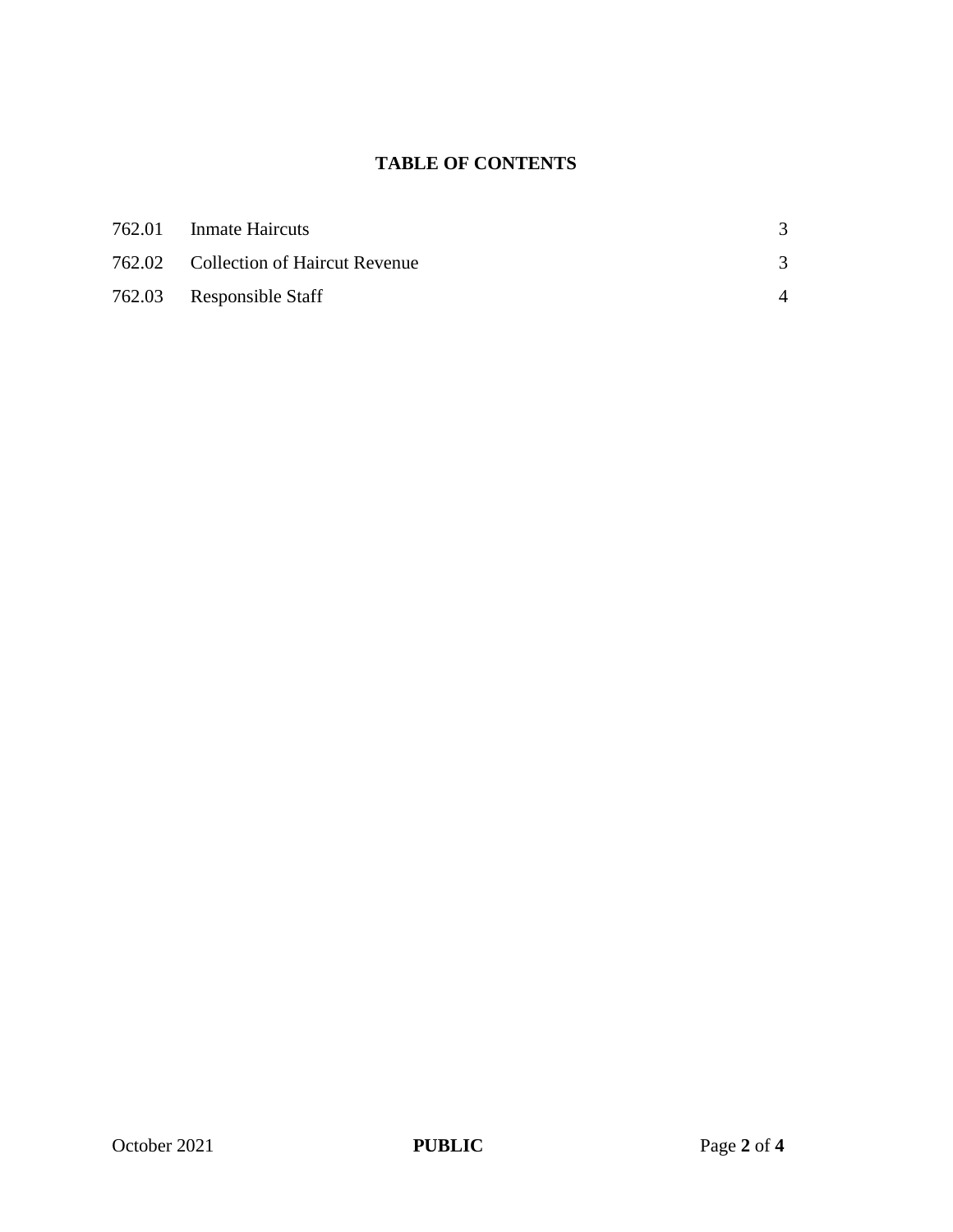## TABLE OF CONTENTS

| | | |
|---|---|---|
| 762.01 | Inmate Haircuts | 3 |
| 762.02 | Collection of Haircut Revenue | 3 |
| 762.03 | Responsible Staff | 4 |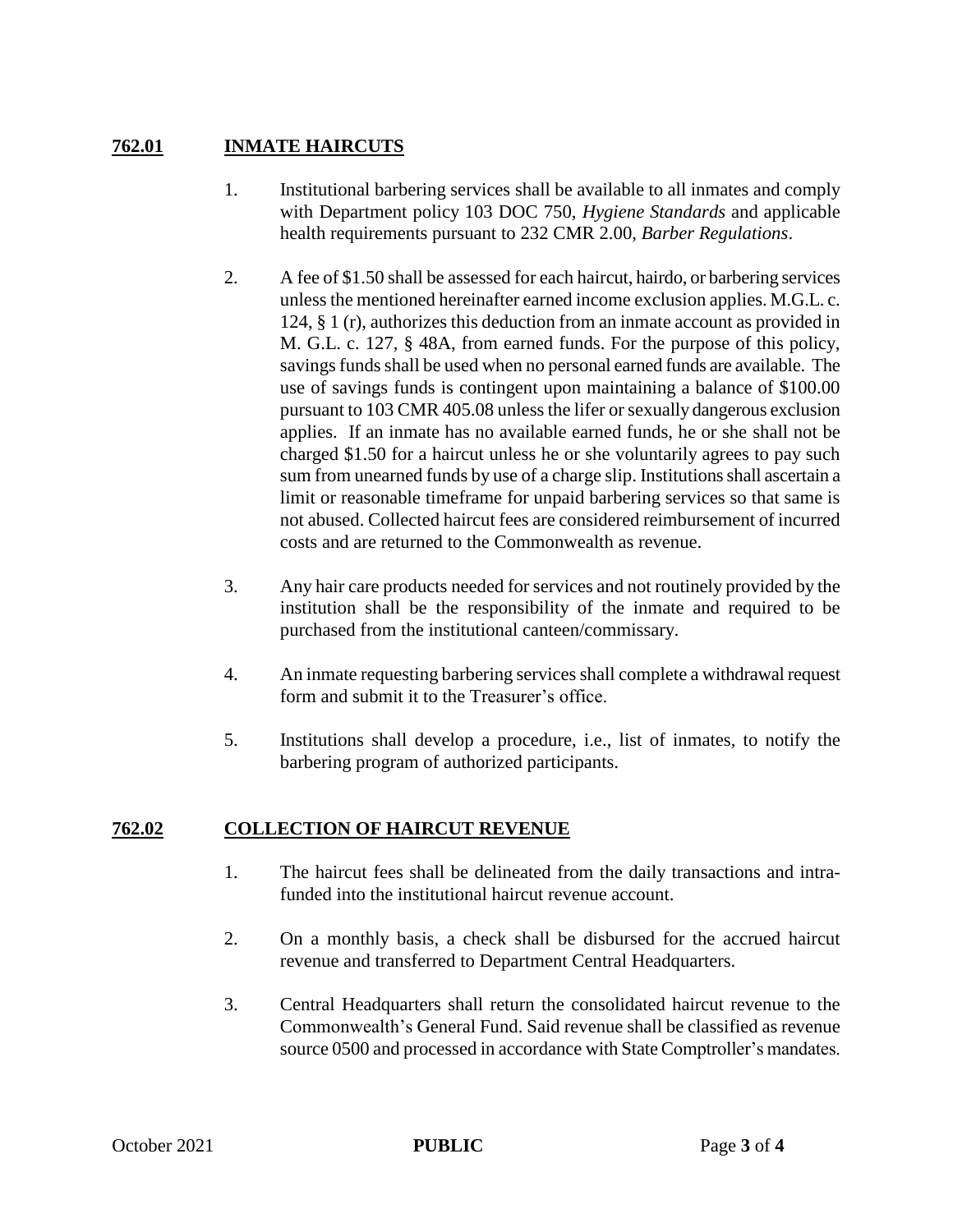## 762.01 INMATE HAIRCUTS

1. Institutional barbering services shall be available to all inmates and comply with Department policy 103 DOC 750, *Hygiene Standards* and applicable health requirements pursuant to 232 CMR 2.00, *Barber Regulations*.

2. A fee of $1.50 shall be assessed for each haircut, hairdo, or barbering services unless the mentioned hereinafter earned income exclusion applies. M.G.L. c. 124, § 1 (r), authorizes this deduction from an inmate account as provided in M. G.L. c. 127, § 48A, from earned funds. For the purpose of this policy, savings funds shall be used when no personal earned funds are available. The use of savings funds is contingent upon maintaining a balance of $100.00 pursuant to 103 CMR 405.08 unless the lifer or sexually dangerous exclusion applies. If an inmate has no available earned funds, he or she shall not be charged $1.50 for a haircut unless he or she voluntarily agrees to pay such sum from unearned funds by use of a charge slip. Institutions shall ascertain a limit or reasonable timeframe for unpaid barbering services so that same is not abused. Collected haircut fees are considered reimbursement of incurred costs and are returned to the Commonwealth as revenue.

3. Any hair care products needed for services and not routinely provided by the institution shall be the responsibility of the inmate and required to be purchased from the institutional canteen/commissary.

4. An inmate requesting barbering services shall complete a withdrawal request form and submit it to the Treasurer's office.

5. Institutions shall develop a procedure, i.e., list of inmates, to notify the barbering program of authorized participants.

## 762.02 COLLECTION OF HAIRCUT REVENUE

1. The haircut fees shall be delineated from the daily transactions and intra-funded into the institutional haircut revenue account.

2. On a monthly basis, a check shall be disbursed for the accrued haircut revenue and transferred to Department Central Headquarters.

3. Central Headquarters shall return the consolidated haircut revenue to the Commonwealth's General Fund. Said revenue shall be classified as revenue source 0500 and processed in accordance with State Comptroller's mandates.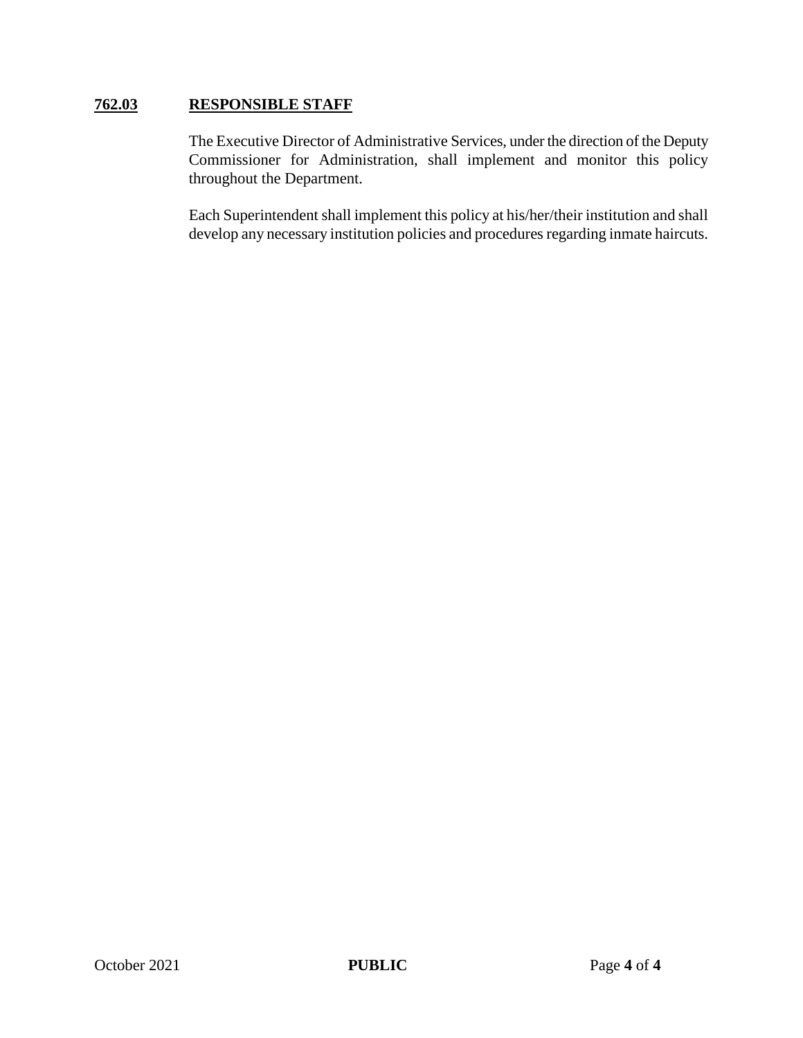## **762.03 RESPONSIBLE STAFF**

The Executive Director of Administrative Services, under the direction of the Deputy Commissioner for Administration, shall implement and monitor this policy throughout the Department.

Each Superintendent shall implement this policy at his/her/their institution and shall develop any necessary institution policies and procedures regarding inmate haircuts.